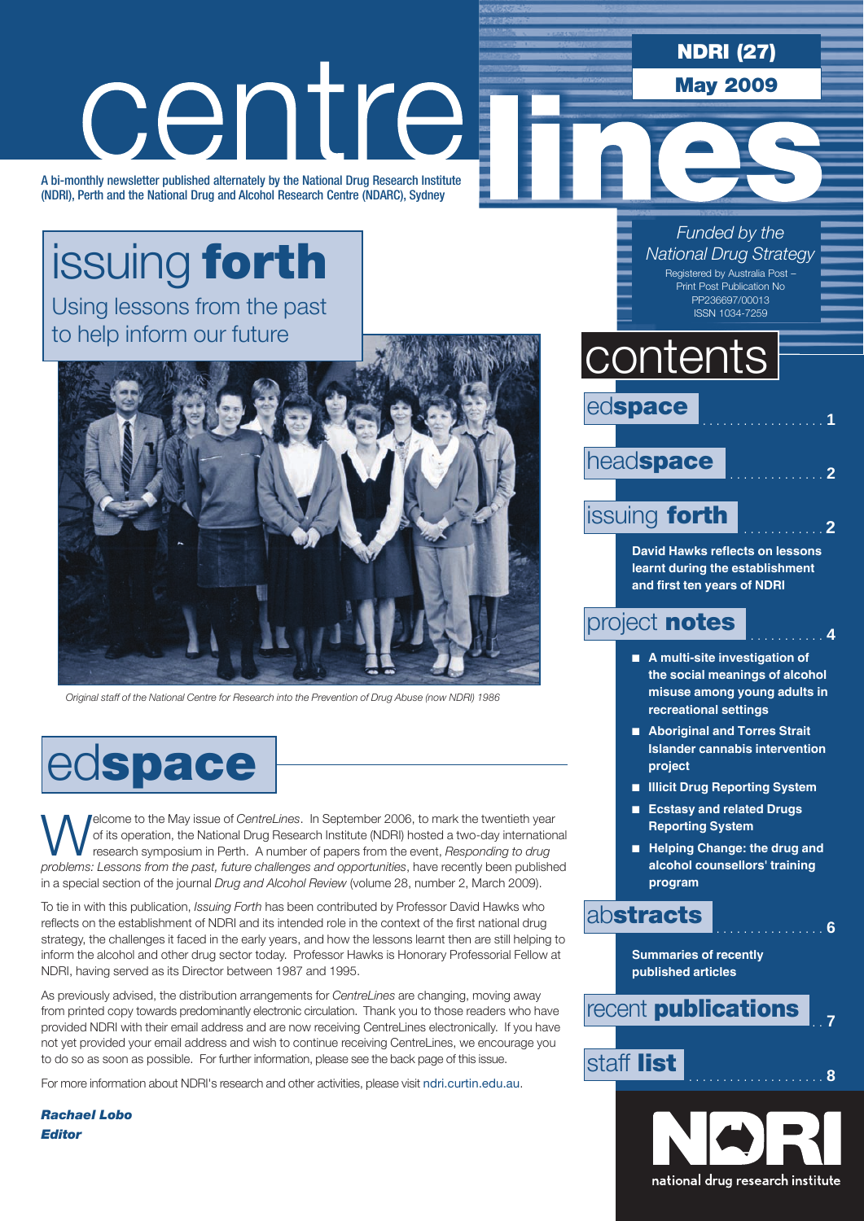# centrelines

A bi-monthly newsletter published alternately by the National Drug Research Institute (NDRI), Perth and the National Drug and Alcohol Research Centre (NDARC), Sydney

**NDRI (27)**

**May 2009**

*Funded by the National Drug Strategy*

Registered by Australia Post – Print Post Publication No PP236697/00013
ISSN 1034-7259

## issuing **forth**

Using lessons from the past to help inform our future

*Original staff of the National Centre for Research into the Prevention of Drug Abuse (now NDRI) 1986*

## contents

- ed**space** .................. 1
- head**space** .................. 2
- issuing **forth** .................. 2
  - **David Hawks reflects on lessons learnt during the establishment and first ten years of NDRI**
- project **notes** .................. 4
  - **A multi-site investigation of the social meanings of alcohol misuse among young adults in recreational settings**
  - **Aboriginal and Torres Strait Islander cannabis intervention project**
  - **Illicit Drug Reporting System**
  - **Ecstasy and related Drugs Reporting System**
  - **Helping Change: the drug and alcohol counsellors' training program**
- ab**stracts** .................. 6
  - **Summaries of recently published articles**
- recent **publications** .................. 7
- staff **list** .................. 8

## ed**space**

Welcome to the May issue of *CentreLines*. In September 2006, to mark the twentieth year of its operation, the National Drug Research Institute (NDRI) hosted a two-day international research symposium in Perth. A number of papers from the event, *Responding to drug problems: Lessons from the past, future challenges and opportunities*, have recently been published in a special section of the journal *Drug and Alcohol Review* (volume 28, number 2, March 2009).

To tie in with this publication, *Issuing Forth* has been contributed by Professor David Hawks who reflects on the establishment of NDRI and its intended role in the context of the first national drug strategy, the challenges it faced in the early years, and how the lessons learnt then are still helping to inform the alcohol and other drug sector today. Professor Hawks is Honorary Professorial Fellow at NDRI, having served as its Director between 1987 and 1995.

As previously advised, the distribution arrangements for *CentreLines* are changing, moving away from printed copy towards predominantly electronic circulation. Thank you to those readers who have provided NDRI with their email address and are now receiving CentreLines electronically. If you have not yet provided your email address and wish to continue receiving CentreLines, we encourage you to do so as soon as possible. For further information, please see the back page of this issue.

For more information about NDRI's research and other activities, please visit ndri.curtin.edu.au.

***Rachael Lobo***
***Editor***

NDRI
national drug research institute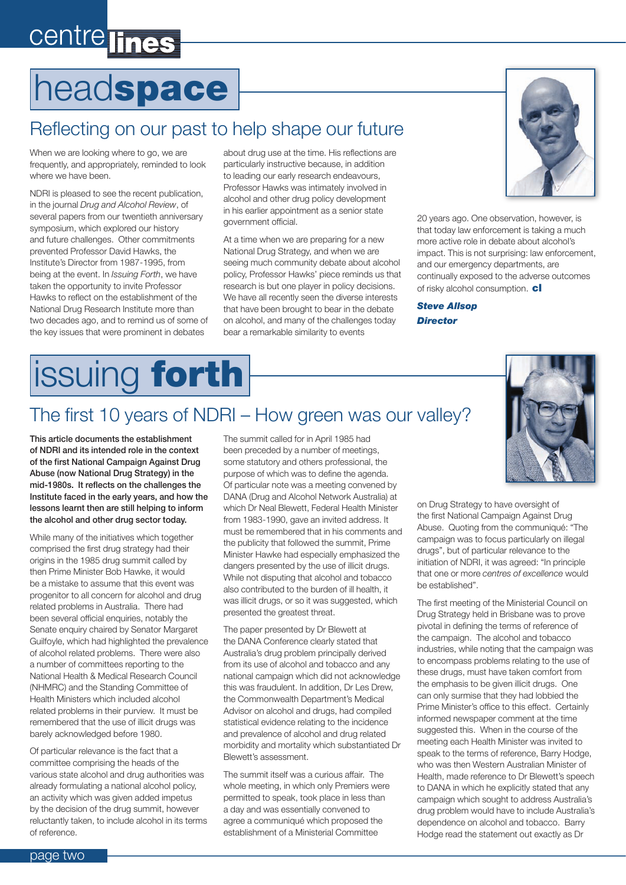# headspace

## Reflecting on our past to help shape our future

When we are looking where to go, we are frequently, and appropriately, reminded to look where we have been.

NDRI is pleased to see the recent publication, in the journal *Drug and Alcohol Review*, of several papers from our twentieth anniversary symposium, which explored our history and future challenges. Other commitments prevented Professor David Hawks, the Institute's Director from 1987-1995, from being at the event. In *Issuing Forth*, we have taken the opportunity to invite Professor Hawks to reflect on the establishment of the National Drug Research Institute more than two decades ago, and to remind us of some of the key issues that were prominent in debates about drug use at the time. His reflections are particularly instructive because, in addition to leading our early research endeavours, Professor Hawks was intimately involved in alcohol and other drug policy development in his earlier appointment as a senior state government official.

At a time when we are preparing for a new National Drug Strategy, and when we are seeing much community debate about alcohol policy, Professor Hawks' piece reminds us that research is but one player in policy decisions. We have all recently seen the diverse interests that have been brought to bear in the debate on alcohol, and many of the challenges today bear a remarkable similarity to events 20 years ago. One observation, however, is that today law enforcement is taking a much more active role in debate about alcohol's impact. This is not surprising: law enforcement, and our emergency departments, are continually exposed to the adverse outcomes of risky alcohol consumption. **cl**

***Steve Allsop***
***Director***

# issuing forth

## The first 10 years of NDRI – How green was our valley?

**This article documents the establishment of NDRI and its intended role in the context of the first National Campaign Against Drug Abuse (now National Drug Strategy) in the mid-1980s. It reflects on the challenges the Institute faced in the early years, and how the lessons learnt then are still helping to inform the alcohol and other drug sector today.**

While many of the initiatives which together comprised the first drug strategy had their origins in the 1985 drug summit called by then Prime Minister Bob Hawke, it would be a mistake to assume that this event was progenitor to all concern for alcohol and drug related problems in Australia. There had been several official enquiries, notably the Senate enquiry chaired by Senator Margaret Guilfoyle, which had highlighted the prevalence of alcohol related problems. There were also a number of committees reporting to the National Health & Medical Research Council (NHMRC) and the Standing Committee of Health Ministers which included alcohol related problems in their purview. It must be remembered that the use of illicit drugs was barely acknowledged before 1980.

Of particular relevance is the fact that a committee comprising the heads of the various state alcohol and drug authorities was already formulating a national alcohol policy, an activity which was given added impetus by the decision of the drug summit, however reluctantly taken, to include alcohol in its terms of reference.

The summit called for in April 1985 had been preceded by a number of meetings, some statutory and others professional, the purpose of which was to define the agenda. Of particular note was a meeting convened by DANA (Drug and Alcohol Network Australia) at which Dr Neal Blewett, Federal Health Minister from 1983-1990, gave an invited address. It must be remembered that in his comments and the publicity that followed the summit, Prime Minister Hawke had especially emphasized the dangers presented by the use of illicit drugs. While not disputing that alcohol and tobacco also contributed to the burden of ill health, it was illicit drugs, or so it was suggested, which presented the greatest threat.

The paper presented by Dr Blewett at the DANA Conference clearly stated that Australia's drug problem principally derived from its use of alcohol and tobacco and any national campaign which did not acknowledge this was fraudulent. In addition, Dr Les Drew, the Commonwealth Department's Medical Advisor on alcohol and drugs, had compiled statistical evidence relating to the incidence and prevalence of alcohol and drug related morbidity and mortality which substantiated Dr Blewett's assessment.

The summit itself was a curious affair. The whole meeting, in which only Premiers were permitted to speak, took place in less than a day and was essentially convened to agree a communiqué which proposed the establishment of a Ministerial Committee on Drug Strategy to have oversight of the first National Campaign Against Drug Abuse. Quoting from the communiqué: "The campaign was to focus particularly on illegal drugs", but of particular relevance to the initiation of NDRI, it was agreed: "In principle that one or more *centres of excellence* would be established".

The first meeting of the Ministerial Council on Drug Strategy held in Brisbane was to prove pivotal in defining the terms of reference of the campaign. The alcohol and tobacco industries, while noting that the campaign was to encompass problems relating to the use of these drugs, must have taken comfort from the emphasis to be given illicit drugs. One can only surmise that they had lobbied the Prime Minister's office to this effect. Certainly informed newspaper comment at the time suggested this. When in the course of the meeting each Health Minister was invited to speak to the terms of reference, Barry Hodge, who was then Western Australian Minister of Health, made reference to Dr Blewett's speech to DANA in which he explicitly stated that any campaign which sought to address Australia's drug problem would have to include Australia's dependence on alcohol and tobacco. Barry Hodge read the statement out exactly as Dr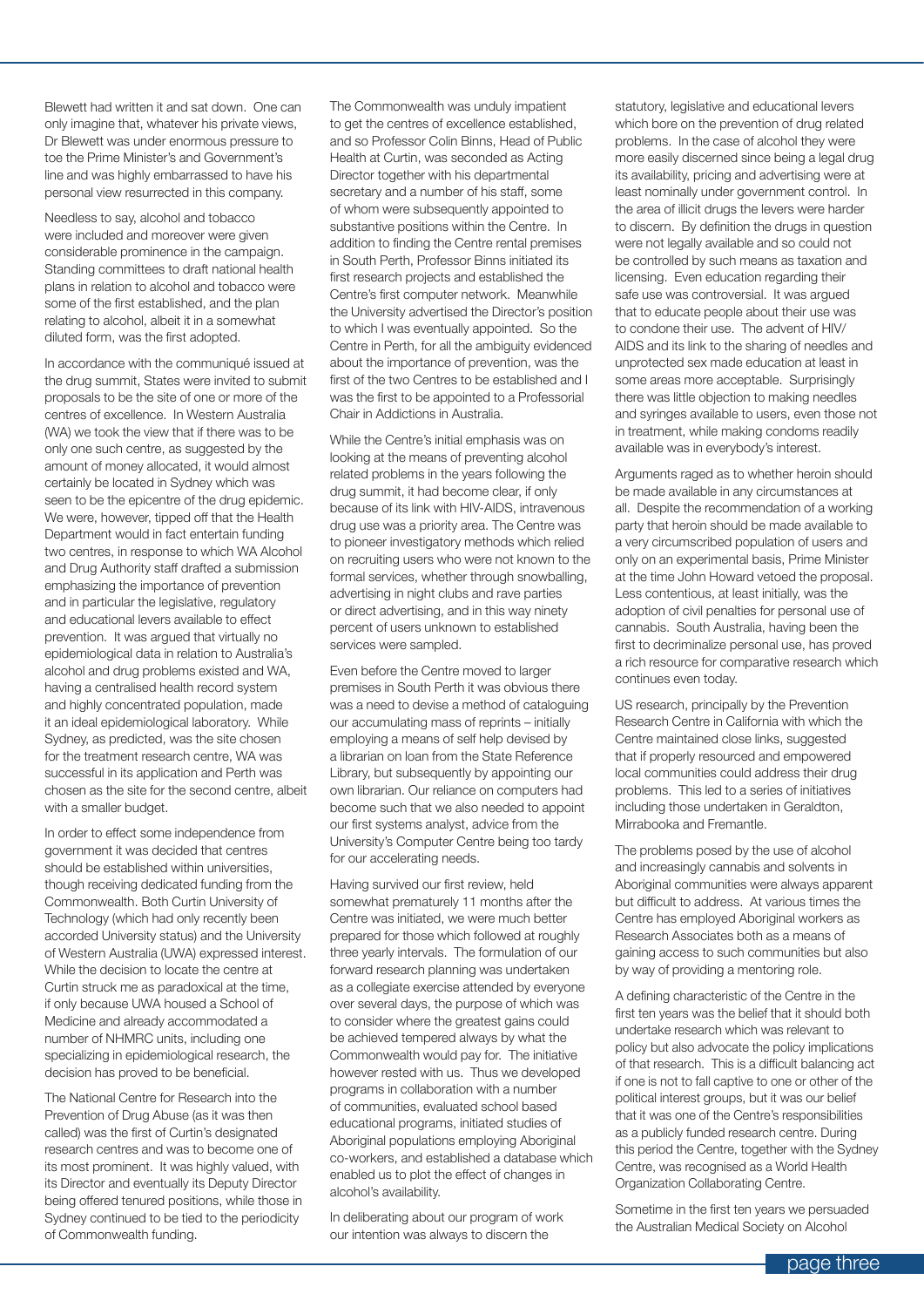Blewett had written it and sat down. One can only imagine that, whatever his private views, Dr Blewett was under enormous pressure to toe the Prime Minister's and Government's line and was highly embarrassed to have his personal view resurrected in this company.

Needless to say, alcohol and tobacco were included and moreover were given considerable prominence in the campaign. Standing committees to draft national health plans in relation to alcohol and tobacco were some of the first established, and the plan relating to alcohol, albeit it in a somewhat diluted form, was the first adopted.

In accordance with the communiqué issued at the drug summit, States were invited to submit proposals to be the site of one or more of the centres of excellence. In Western Australia (WA) we took the view that if there was to be only one such centre, as suggested by the amount of money allocated, it would almost certainly be located in Sydney which was seen to be the epicentre of the drug epidemic. We were, however, tipped off that the Health Department would in fact entertain funding two centres, in response to which WA Alcohol and Drug Authority staff drafted a submission emphasizing the importance of prevention and in particular the legislative, regulatory and educational levers available to effect prevention. It was argued that virtually no epidemiological data in relation to Australia's alcohol and drug problems existed and WA, having a centralised health record system and highly concentrated population, made it an ideal epidemiological laboratory. While Sydney, as predicted, was the site chosen for the treatment research centre, WA was successful in its application and Perth was chosen as the site for the second centre, albeit with a smaller budget.

In order to effect some independence from government it was decided that centres should be established within universities, though receiving dedicated funding from the Commonwealth. Both Curtin University of Technology (which had only recently been accorded University status) and the University of Western Australia (UWA) expressed interest. While the decision to locate the centre at Curtin struck me as paradoxical at the time, if only because UWA housed a School of Medicine and already accommodated a number of NHMRC units, including one specializing in epidemiological research, the decision has proved to be beneficial.

The National Centre for Research into the Prevention of Drug Abuse (as it was then called) was the first of Curtin's designated research centres and was to become one of its most prominent. It was highly valued, with its Director and eventually its Deputy Director being offered tenured positions, while those in Sydney continued to be tied to the periodicity of Commonwealth funding.

The Commonwealth was unduly impatient to get the centres of excellence established, and so Professor Colin Binns, Head of Public Health at Curtin, was seconded as Acting Director together with his departmental secretary and a number of his staff, some of whom were subsequently appointed to substantive positions within the Centre. In addition to finding the Centre rental premises in South Perth, Professor Binns initiated its first research projects and established the Centre's first computer network. Meanwhile the University advertised the Director's position to which I was eventually appointed. So the Centre in Perth, for all the ambiguity evidenced about the importance of prevention, was the first of the two Centres to be established and I was the first to be appointed to a Professorial Chair in Addictions in Australia.

While the Centre's initial emphasis was on looking at the means of preventing alcohol related problems in the years following the drug summit, it had become clear, if only because of its link with HIV-AIDS, intravenous drug use was a priority area. The Centre was to pioneer investigatory methods which relied on recruiting users who were not known to the formal services, whether through snowballing, advertising in night clubs and rave parties or direct advertising, and in this way ninety percent of users unknown to established services were sampled.

Even before the Centre moved to larger premises in South Perth it was obvious there was a need to devise a method of cataloguing our accumulating mass of reprints – initially employing a means of self help devised by a librarian on loan from the State Reference Library, but subsequently by appointing our own librarian. Our reliance on computers had become such that we also needed to appoint our first systems analyst, advice from the University's Computer Centre being too tardy for our accelerating needs.

Having survived our first review, held somewhat prematurely 11 months after the Centre was initiated, we were much better prepared for those which followed at roughly three yearly intervals. The formulation of our forward research planning was undertaken as a collegiate exercise attended by everyone over several days, the purpose of which was to consider where the greatest gains could be achieved tempered always by what the Commonwealth would pay for. The initiative however rested with us. Thus we developed programs in collaboration with a number of communities, evaluated school based educational programs, initiated studies of Aboriginal populations employing Aboriginal co-workers, and established a database which enabled us to plot the effect of changes in alcohol's availability.

In deliberating about our program of work our intention was always to discern the statutory, legislative and educational levers which bore on the prevention of drug related problems. In the case of alcohol they were more easily discerned since being a legal drug its availability, pricing and advertising were at least nominally under government control. In the area of illicit drugs the levers were harder to discern. By definition the drugs in question were not legally available and so could not be controlled by such means as taxation and licensing. Even education regarding their safe use was controversial. It was argued that to educate people about their use was to condone their use. The advent of HIV/AIDS and its link to the sharing of needles and unprotected sex made education at least in some areas more acceptable. Surprisingly there was little objection to making needles and syringes available to users, even those not in treatment, while making condoms readily available was in everybody's interest.

Arguments raged as to whether heroin should be made available in any circumstances at all. Despite the recommendation of a working party that heroin should be made available to a very circumscribed population of users and only on an experimental basis, Prime Minister at the time John Howard vetoed the proposal. Less contentious, at least initially, was the adoption of civil penalties for personal use of cannabis. South Australia, having been the first to decriminalize personal use, has proved a rich resource for comparative research which continues even today.

US research, principally by the Prevention Research Centre in California with which the Centre maintained close links, suggested that if properly resourced and empowered local communities could address their drug problems. This led to a series of initiatives including those undertaken in Geraldton, Mirrabooka and Fremantle.

The problems posed by the use of alcohol and increasingly cannabis and solvents in Aboriginal communities were always apparent but difficult to address. At various times the Centre has employed Aboriginal workers as Research Associates both as a means of gaining access to such communities but also by way of providing a mentoring role.

A defining characteristic of the Centre in the first ten years was the belief that it should both undertake research which was relevant to policy but also advocate the policy implications of that research. This is a difficult balancing act if one is not to fall captive to one or other of the political interest groups, but it was our belief that it was one of the Centre's responsibilities as a publicly funded research centre. During this period the Centre, together with the Sydney Centre, was recognised as a World Health Organization Collaborating Centre.

Sometime in the first ten years we persuaded the Australian Medical Society on Alcohol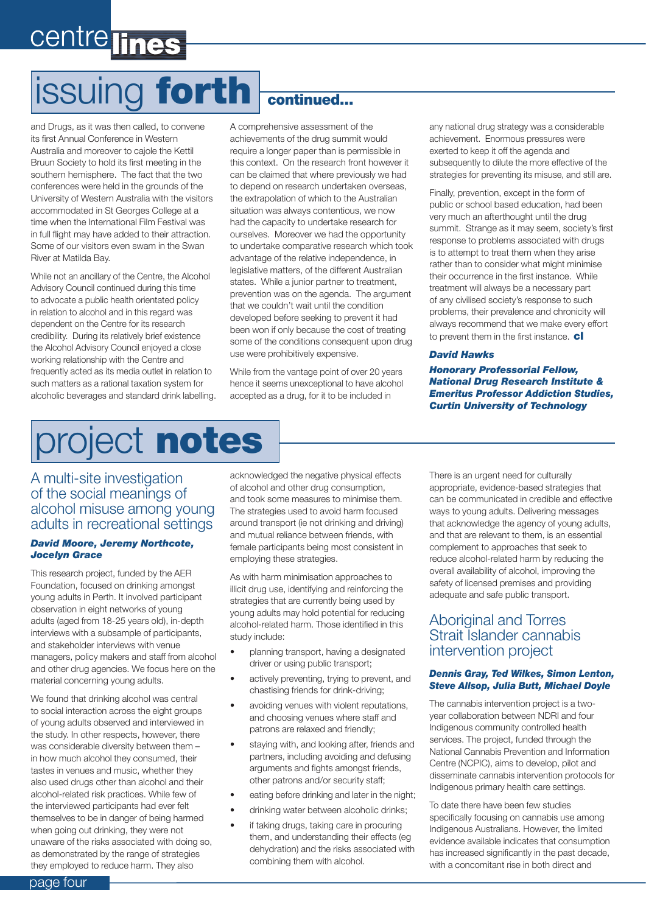# issuing forth continued...

and Drugs, as it was then called, to convene its first Annual Conference in Western Australia and moreover to cajole the Kettil Bruun Society to hold its first meeting in the southern hemisphere. The fact that the two conferences were held in the grounds of the University of Western Australia with the visitors accommodated in St Georges College at a time when the International Film Festival was in full flight may have added to their attraction. Some of our visitors even swam in the Swan River at Matilda Bay.

While not an ancillary of the Centre, the Alcohol Advisory Council continued during this time to advocate a public health orientated policy in relation to alcohol and in this regard was dependent on the Centre for its research credibility. During its relatively brief existence the Alcohol Advisory Council enjoyed a close working relationship with the Centre and frequently acted as its media outlet in relation to such matters as a rational taxation system for alcoholic beverages and standard drink labelling.

A comprehensive assessment of the achievements of the drug summit would require a longer paper than is permissible in this context. On the research front however it can be claimed that where previously we had to depend on research undertaken overseas, the extrapolation of which to the Australian situation was always contentious, we now had the capacity to undertake research for ourselves. Moreover we had the opportunity to undertake comparative research which took advantage of the relative independence, in legislative matters, of the different Australian states. While a junior partner to treatment, prevention was on the agenda. The argument that we couldn't wait until the condition developed before seeking to prevent it had been won if only because the cost of treating some of the conditions consequent upon drug use were prohibitively expensive.

While from the vantage point of over 20 years hence it seems unexceptional to have alcohol accepted as a drug, for it to be included in any national drug strategy was a considerable achievement. Enormous pressures were exerted to keep it off the agenda and subsequently to dilute the more effective of the strategies for preventing its misuse, and still are.

Finally, prevention, except in the form of public or school based education, had been very much an afterthought until the drug summit. Strange as it may seem, society's first response to problems associated with drugs is to attempt to treat them when they arise rather than to consider what might minimise their occurrence in the first instance. While treatment will always be a necessary part of any civilised society's response to such problems, their prevalence and chronicity will always recommend that we make every effort to prevent them in the first instance. **cl**

***David Hawks***

***Honorary Professorial Fellow, National Drug Research Institute & Emeritus Professor Addiction Studies, Curtin University of Technology***

# project notes

## A multi-site investigation of the social meanings of alcohol misuse among young adults in recreational settings

***David Moore, Jeremy Northcote, Jocelyn Grace***

This research project, funded by the AER Foundation, focused on drinking amongst young adults in Perth. It involved participant observation in eight networks of young adults (aged from 18-25 years old), in-depth interviews with a subsample of participants, and stakeholder interviews with venue managers, policy makers and staff from alcohol and other drug agencies. We focus here on the material concerning young adults.

We found that drinking alcohol was central to social interaction across the eight groups of young adults observed and interviewed in the study. In other respects, however, there was considerable diversity between them – in how much alcohol they consumed, their tastes in venues and music, whether they also used drugs other than alcohol and their alcohol-related risk practices. While few of the interviewed participants had ever felt themselves to be in danger of being harmed when going out drinking, they were not unaware of the risks associated with doing so, as demonstrated by the range of strategies they employed to reduce harm. They also acknowledged the negative physical effects of alcohol and other drug consumption, and took some measures to minimise them. The strategies used to avoid harm focused around transport (ie not drinking and driving) and mutual reliance between friends, with female participants being most consistent in employing these strategies.

As with harm minimisation approaches to illicit drug use, identifying and reinforcing the strategies that are currently being used by young adults may hold potential for reducing alcohol-related harm. Those identified in this study include:

- planning transport, having a designated driver or using public transport;
- actively preventing, trying to prevent, and chastising friends for drink-driving;
- avoiding venues with violent reputations, and choosing venues where staff and patrons are relaxed and friendly;
- staying with, and looking after, friends and partners, including avoiding and defusing arguments and fights amongst friends, other patrons and/or security staff;
- eating before drinking and later in the night;
- drinking water between alcoholic drinks;
- if taking drugs, taking care in procuring them, and understanding their effects (eg dehydration) and the risks associated with combining them with alcohol.

There is an urgent need for culturally appropriate, evidence-based strategies that can be communicated in credible and effective ways to young adults. Delivering messages that acknowledge the agency of young adults, and that are relevant to them, is an essential complement to approaches that seek to reduce alcohol-related harm by reducing the overall availability of alcohol, improving the safety of licensed premises and providing adequate and safe public transport.

## Aboriginal and Torres Strait Islander cannabis intervention project

***Dennis Gray, Ted Wilkes, Simon Lenton, Steve Allsop, Julia Butt, Michael Doyle***

The cannabis intervention project is a two-year collaboration between NDRI and four Indigenous community controlled health services. The project, funded through the National Cannabis Prevention and Information Centre (NCPIC), aims to develop, pilot and disseminate cannabis intervention protocols for Indigenous primary health care settings.

To date there have been few studies specifically focusing on cannabis use among Indigenous Australians. However, the limited evidence available indicates that consumption has increased significantly in the past decade, with a concomitant rise in both direct and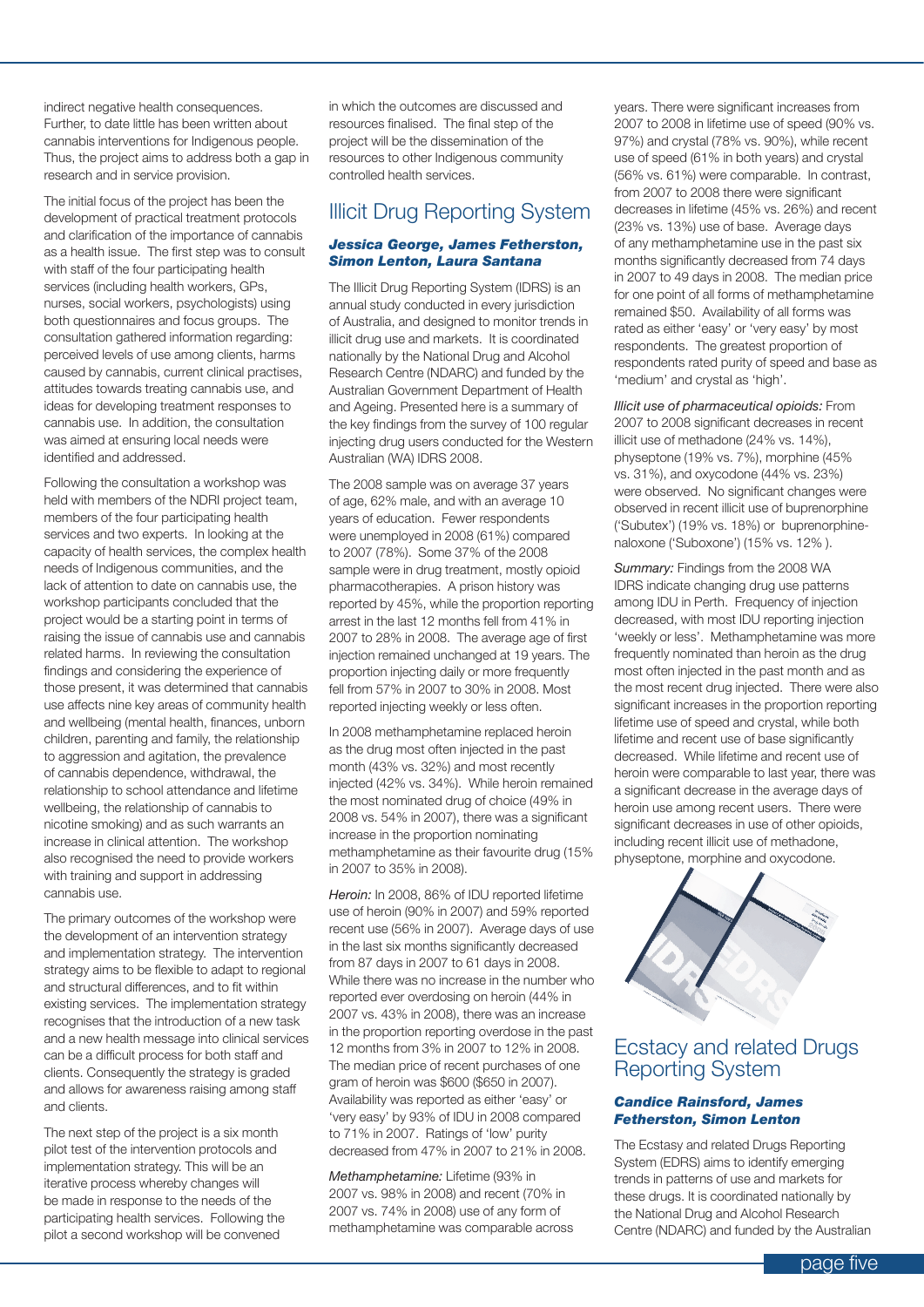indirect negative health consequences. Further, to date little has been written about cannabis interventions for Indigenous people. Thus, the project aims to address both a gap in research and in service provision.

The initial focus of the project has been the development of practical treatment protocols and clarification of the importance of cannabis as a health issue. The first step was to consult with staff of the four participating health services (including health workers, GPs, nurses, social workers, psychologists) using both questionnaires and focus groups. The consultation gathered information regarding: perceived levels of use among clients, harms caused by cannabis, current clinical practises, attitudes towards treating cannabis use, and ideas for developing treatment responses to cannabis use. In addition, the consultation was aimed at ensuring local needs were identified and addressed.

Following the consultation a workshop was held with members of the NDRI project team, members of the four participating health services and two experts. In looking at the capacity of health services, the complex health needs of Indigenous communities, and the lack of attention to date on cannabis use, the workshop participants concluded that the project would be a starting point in terms of raising the issue of cannabis use and cannabis related harms. In reviewing the consultation findings and considering the experience of those present, it was determined that cannabis use affects nine key areas of community health and wellbeing (mental health, finances, unborn children, parenting and family, the relationship to aggression and agitation, the prevalence of cannabis dependence, withdrawal, the relationship to school attendance and lifetime wellbeing, the relationship of cannabis to nicotine smoking) and as such warrants an increase in clinical attention. The workshop also recognised the need to provide workers with training and support in addressing cannabis use.

The primary outcomes of the workshop were the development of an intervention strategy and implementation strategy. The intervention strategy aims to be flexible to adapt to regional and structural differences, and to fit within existing services. The implementation strategy recognises that the introduction of a new task and a new health message into clinical services can be a difficult process for both staff and clients. Consequently the strategy is graded and allows for awareness raising among staff and clients.

The next step of the project is a six month pilot test of the intervention protocols and implementation strategy. This will be an iterative process whereby changes will be made in response to the needs of the participating health services. Following the pilot a second workshop will be convened in which the outcomes are discussed and resources finalised. The final step of the project will be the dissemination of the resources to other Indigenous community controlled health services.

## Illicit Drug Reporting System

***Jessica George, James Fetherston, Simon Lenton, Laura Santana***

The Illicit Drug Reporting System (IDRS) is an annual study conducted in every jurisdiction of Australia, and designed to monitor trends in illicit drug use and markets. It is coordinated nationally by the National Drug and Alcohol Research Centre (NDARC) and funded by the Australian Government Department of Health and Ageing. Presented here is a summary of the key findings from the survey of 100 regular injecting drug users conducted for the Western Australian (WA) IDRS 2008.

The 2008 sample was on average 37 years of age, 62% male, and with an average 10 years of education. Fewer respondents were unemployed in 2008 (61%) compared to 2007 (78%). Some 37% of the 2008 sample were in drug treatment, mostly opioid pharmacotherapies. A prison history was reported by 45%, while the proportion reporting arrest in the last 12 months fell from 41% in 2007 to 28% in 2008. The average age of first injection remained unchanged at 19 years. The proportion injecting daily or more frequently fell from 57% in 2007 to 30% in 2008. Most reported injecting weekly or less often.

In 2008 methamphetamine replaced heroin as the drug most often injected in the past month (43% vs. 32%) and most recently injected (42% vs. 34%). While heroin remained the most nominated drug of choice (49% in 2008 vs. 54% in 2007), there was a significant increase in the proportion nominating methamphetamine as their favourite drug (15% in 2007 to 35% in 2008).

*Heroin:* In 2008, 86% of IDU reported lifetime use of heroin (90% in 2007) and 59% reported recent use (56% in 2007). Average days of use in the last six months significantly decreased from 87 days in 2007 to 61 days in 2008. While there was no increase in the number who reported ever overdosing on heroin (44% in 2007 vs. 43% in 2008), there was an increase in the proportion reporting overdose in the past 12 months from 3% in 2007 to 12% in 2008. The median price of recent purchases of one gram of heroin was $600 ($650 in 2007). Availability was reported as either 'easy' or 'very easy' by 93% of IDU in 2008 compared to 71% in 2007. Ratings of 'low' purity decreased from 47% in 2007 to 21% in 2008.

*Methamphetamine:* Lifetime (93% in 2007 vs. 98% in 2008) and recent (70% in 2007 vs. 74% in 2008) use of any form of methamphetamine was comparable across years. There were significant increases from 2007 to 2008 in lifetime use of speed (90% vs. 97%) and crystal (78% vs. 90%), while recent use of speed (61% in both years) and crystal (56% vs. 61%) were comparable. In contrast, from 2007 to 2008 there were significant decreases in lifetime (45% vs. 26%) and recent (23% vs. 13%) use of base. Average days of any methamphetamine use in the past six months significantly decreased from 74 days in 2007 to 49 days in 2008. The median price for one point of all forms of methamphetamine remained $50. Availability of all forms was rated as either 'easy' or 'very easy' by most respondents. The greatest proportion of respondents rated purity of speed and base as 'medium' and crystal as 'high'.

*Illicit use of pharmaceutical opioids:* From 2007 to 2008 significant decreases in recent illicit use of methadone (24% vs. 14%), physeptone (19% vs. 7%), morphine (45% vs. 31%), and oxycodone (44% vs. 23%) were observed. No significant changes were observed in recent illicit use of buprenorphine ('Subutex') (19% vs. 18%) or buprenorphine-naloxone ('Suboxone') (15% vs. 12% ).

*Summary:* Findings from the 2008 WA IDRS indicate changing drug use patterns among IDU in Perth. Frequency of injection decreased, with most IDU reporting injection 'weekly or less'. Methamphetamine was more frequently nominated than heroin as the drug most often injected in the past month and as the most recent drug injected. There were also significant increases in the proportion reporting lifetime use of speed and crystal, while both lifetime and recent use of base significantly decreased. While lifetime and recent use of heroin were comparable to last year, there was a significant decrease in the average days of heroin use among recent users. There were significant decreases in use of other opioids, including recent illicit use of methadone, physeptone, morphine and oxycodone.

## Ecstacy and related Drugs Reporting System

***Candice Rainsford, James Fetherston, Simon Lenton***

The Ecstasy and related Drugs Reporting System (EDRS) aims to identify emerging trends in patterns of use and markets for these drugs. It is coordinated nationally by the National Drug and Alcohol Research Centre (NDARC) and funded by the Australian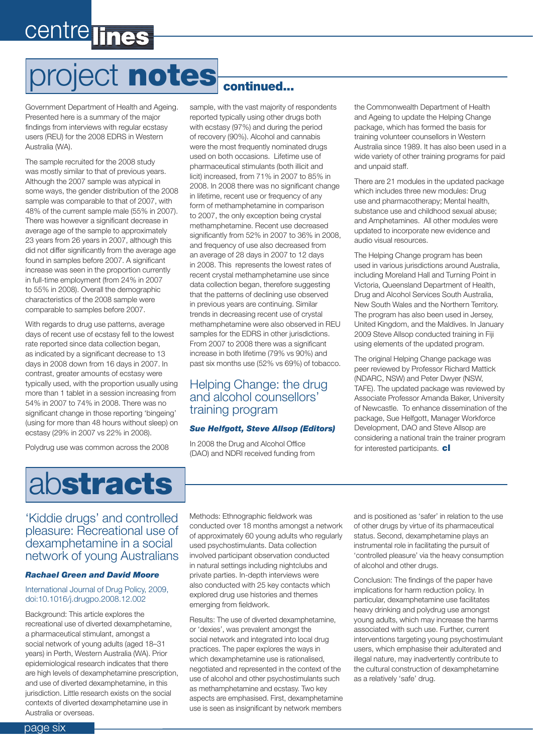# project notes continued...

Government Department of Health and Ageing. Presented here is a summary of the major findings from interviews with regular ecstasy users (REU) for the 2008 EDRS in Western Australia (WA).

The sample recruited for the 2008 study was mostly similar to that of previous years. Although the 2007 sample was atypical in some ways, the gender distribution of the 2008 sample was comparable to that of 2007, with 48% of the current sample male (55% in 2007). There was however a significant decrease in average age of the sample to approximately 23 years from 26 years in 2007, although this did not differ significantly from the average age found in samples before 2007. A significant increase was seen in the proportion currently in full-time employment (from 24% in 2007 to 55% in 2008). Overall the demographic characteristics of the 2008 sample were comparable to samples before 2007.

With regards to drug use patterns, average days of recent use of ecstasy fell to the lowest rate reported since data collection began, as indicated by a significant decrease to 13 days in 2008 down from 16 days in 2007. In contrast, greater amounts of ecstasy were typically used, with the proportion usually using more than 1 tablet in a session increasing from 54% in 2007 to 74% in 2008. There was no significant change in those reporting 'bingeing' (using for more than 48 hours without sleep) on ecstasy (29% in 2007 vs 22% in 2008).

Polydrug use was common across the 2008 sample, with the vast majority of respondents reported typically using other drugs both with ecstasy (97%) and during the period of recovery (90%). Alcohol and cannabis were the most frequently nominated drugs used on both occasions. Lifetime use of pharmaceutical stimulants (both illicit and licit) increased, from 71% in 2007 to 85% in 2008. In 2008 there was no significant change in lifetime, recent use or frequency of any form of methamphetamine in comparison to 2007, the only exception being crystal methamphetamine. Recent use decreased significantly from 52% in 2007 to 36% in 2008, and frequency of use also decreased from an average of 28 days in 2007 to 12 days in 2008. This represents the lowest rates of recent crystal methamphetamine use since data collection began, therefore suggesting that the patterns of declining use observed in previous years are continuing. Similar trends in decreasing recent use of crystal methamphetamine were also observed in REU samples for the EDRS in other jurisdictions. From 2007 to 2008 there was a significant increase in both lifetime (79% vs 90%) and past six months use (52% vs 69%) of tobacco.

## Helping Change: the drug and alcohol counsellors' training program

***Sue Helfgott, Steve Allsop (Editors)***

In 2008 the Drug and Alcohol Office (DAO) and NDRI received funding from the Commonwealth Department of Health and Ageing to update the Helping Change package, which has formed the basis for training volunteer counsellors in Western Australia since 1989. It has also been used in a wide variety of other training programs for paid and unpaid staff.

There are 21 modules in the updated package which includes three new modules: Drug use and pharmacotherapy; Mental health, substance use and childhood sexual abuse; and Amphetamines. All other modules were updated to incorporate new evidence and audio visual resources.

The Helping Change program has been used in various jurisdictions around Australia, including Moreland Hall and Turning Point in Victoria, Queensland Department of Health, Drug and Alcohol Services South Australia, New South Wales and the Northern Territory. The program has also been used in Jersey, United Kingdom, and the Maldives. In January 2009 Steve Allsop conducted training in Fiji using elements of the updated program.

The original Helping Change package was peer reviewed by Professor Richard Mattick (NDARC, NSW) and Peter Dwyer (NSW, TAFE). The updated package was reviewed by Associate Professor Amanda Baker, University of Newcastle. To enhance dissemination of the package, Sue Helfgott, Manager Workforce Development, DAO and Steve Allsop are considering a national train the trainer program for interested participants. **cl**

# abstracts

## 'Kiddie drugs' and controlled pleasure: Recreational use of dexamphetamine in a social network of young Australians

***Rachael Green and David Moore***

International Journal of Drug Policy, 2009, doi:10.1016/j.drugpo.2008.12.002

Background: This article explores the recreational use of diverted dexamphetamine, a pharmaceutical stimulant, amongst a social network of young adults (aged 18–31 years) in Perth, Western Australia (WA). Prior epidemiological research indicates that there are high levels of dexamphetamine prescription, and use of diverted dexamphetamine, in this jurisdiction. Little research exists on the social contexts of diverted dexamphetamine use in Australia or overseas.

Methods: Ethnographic fieldwork was conducted over 18 months amongst a network of approximately 60 young adults who regularly used psychostimulants. Data collection involved participant observation conducted in natural settings including nightclubs and private parties. In-depth interviews were also conducted with 25 key contacts which explored drug use histories and themes emerging from fieldwork.

Results: The use of diverted dexamphetamine, or 'dexies', was prevalent amongst the social network and integrated into local drug practices. The paper explores the ways in which dexamphetamine use is rationalised, negotiated and represented in the context of the use of alcohol and other psychostimulants such as methamphetamine and ecstasy. Two key aspects are emphasised. First, dexamphetamine use is seen as insignificant by network members and is positioned as 'safer' in relation to the use of other drugs by virtue of its pharmaceutical status. Second, dexamphetamine plays an instrumental role in facilitating the pursuit of 'controlled pleasure' via the heavy consumption of alcohol and other drugs.

Conclusion: The findings of the paper have implications for harm reduction policy. In particular, dexamphetamine use facilitates heavy drinking and polydrug use amongst young adults, which may increase the harms associated with such use. Further, current interventions targeting young psychostimulant users, which emphasise their adulterated and illegal nature, may inadvertently contribute to the cultural construction of dexamphetamine as a relatively 'safe' drug.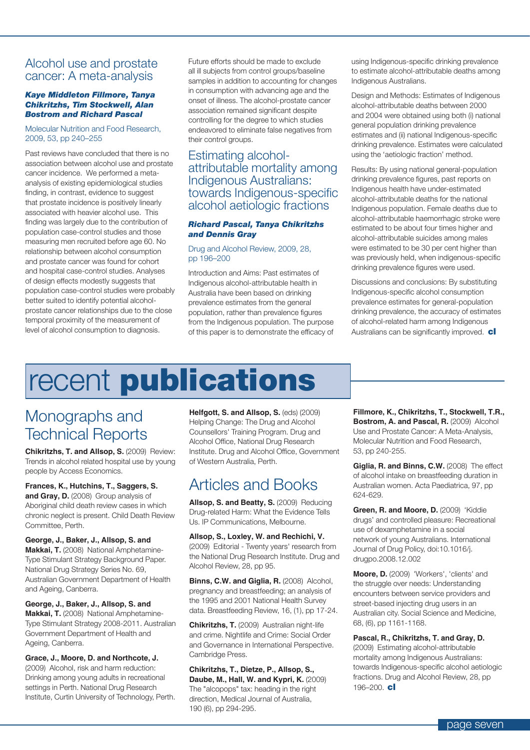## Alcohol use and prostate cancer: A meta-analysis

***Kaye Middleton Fillmore, Tanya Chikritzhs, Tim Stockwell, Alan Bostrom and Richard Pascal***

Molecular Nutrition and Food Research, 2009, 53, pp 240–255

Past reviews have concluded that there is no association between alcohol use and prostate cancer incidence. We performed a meta-analysis of existing epidemiological studies finding, in contrast, evidence to suggest that prostate incidence is positively linearly associated with heavier alcohol use. This finding was largely due to the contribution of population case-control studies and those measuring men recruited before age 60. No relationship between alcohol consumption and prostate cancer was found for cohort and hospital case-control studies. Analyses of design effects modestly suggests that population case-control studies were probably better suited to identify potential alcohol-prostate cancer relationships due to the close temporal proximity of the measurement of level of alcohol consumption to diagnosis.

Future efforts should be made to exclude all ill subjects from control groups/baseline samples in addition to accounting for changes in consumption with advancing age and the onset of illness. The alcohol-prostate cancer association remained significant despite controlling for the degree to which studies endeavored to eliminate false negatives from their control groups.

## Estimating alcohol-attributable mortality among Indigenous Australians: towards Indigenous-specific alcohol aetiologic fractions

***Richard Pascal, Tanya Chikritzhs and Dennis Gray***

Drug and Alcohol Review, 2009, 28, pp 196–200

Introduction and Aims: Past estimates of Indigenous alcohol-attributable health in Australia have been based on drinking prevalence estimates from the general population, rather than prevalence figures from the Indigenous population. The purpose of this paper is to demonstrate the efficacy of using Indigenous-specific drinking prevalence to estimate alcohol-attributable deaths among Indigenous Australians.

Design and Methods: Estimates of Indigenous alcohol-attributable deaths between 2000 and 2004 were obtained using both (i) national general population drinking prevalence estimates and (ii) national Indigenous-specific drinking prevalence. Estimates were calculated using the 'aetiologic fraction' method.

Results: By using national general-population drinking prevalence figures, past reports on Indigenous health have under-estimated alcohol-attributable deaths for the national Indigenous population. Female deaths due to alcohol-attributable haemorrhagic stroke were estimated to be about four times higher and alcohol-attributable suicides among males were estimated to be 30 per cent higher than was previously held, when indigenous-specific drinking prevalence figures were used.

Discussions and conclusions: By substituting Indigenous-specific alcohol consumption prevalence estimates for general-population drinking prevalence, the accuracy of estimates of alcohol-related harm among Indigenous Australians can be significantly improved. **cl**

# recent **publications**

## Monographs and Technical Reports

**Chikritzhs, T. and Allsop, S.** (2009) Review: Trends in alcohol related hospital use by young people by Access Economics.

**Frances, K., Hutchins, T., Saggers, S. and Gray, D.** (2008) Group analysis of Aboriginal child death review cases in which chronic neglect is present. Child Death Review Committee, Perth.

**George, J., Baker, J., Allsop, S. and Makkai, T.** (2008) National Amphetamine-Type Stimulant Strategy Background Paper. National Drug Strategy Series No. 69, Australian Government Department of Health and Ageing, Canberra.

**George, J., Baker, J., Allsop, S. and Makkai, T.** (2008) National Amphetamine-Type Stimulant Strategy 2008-2011. Australian Government Department of Health and Ageing, Canberra.

**Grace, J., Moore, D. and Northcote, J.** (2009) Alcohol, risk and harm reduction: Drinking among young adults in recreational settings in Perth. National Drug Research Institute, Curtin University of Technology, Perth.

**Helfgott, S. and Allsop, S.** (eds) (2009) Helping Change: The Drug and Alcohol Counsellors' Training Program. Drug and Alcohol Office, National Drug Research Institute. Drug and Alcohol Office, Government of Western Australia, Perth.

## Articles and Books

**Allsop, S. and Beatty, S.** (2009) Reducing Drug-related Harm: What the Evidence Tells Us. IP Communications, Melbourne.

**Allsop, S., Loxley, W. and Rechichi, V.** (2009) Editorial - Twenty years' research from the National Drug Research Institute. Drug and Alcohol Review, 28, pp 95.

**Binns, C.W. and Giglia, R.** (2008) Alcohol, pregnancy and breastfeeding; an analysis of the 1995 and 2001 National Health Survey data. Breastfeeding Review, 16, (1), pp 17-24.

**Chikritzhs, T.** (2009) Australian night-life and crime. Nightlife and Crime: Social Order and Governance in International Perspective. Cambridge Press.

**Chikritzhs, T., Dietze, P., Allsop, S., Daube, M., Hall, W. and Kypri, K.** (2009) The "alcopops" tax: heading in the right direction, Medical Journal of Australia, 190 (6), pp 294-295.

**Fillmore, K., Chikritzhs, T., Stockwell, T.R., Bostrom, A. and Pascal, R.** (2009) Alcohol Use and Prostate Cancer: A Meta-Analysis, Molecular Nutrition and Food Research, 53, pp 240-255.

**Giglia, R. and Binns, C.W.** (2008) The effect of alcohol intake on breastfeeding duration in Australian women. Acta Paediatrica, 97, pp 624-629.

**Green, R. and Moore, D.** (2009) 'Kiddie drugs' and controlled pleasure: Recreational use of dexamphetamine in a social network of young Australians. International Journal of Drug Policy, doi:10.1016/j.drugpo.2008.12.002

**Moore, D.** (2009) 'Workers', 'clients' and the struggle over needs: Understanding encounters between service providers and street-based injecting drug users in an Australian city. Social Science and Medicine, 68, (6), pp 1161-1168.

**Pascal, R., Chikritzhs, T. and Gray, D.** (2009) Estimating alcohol-attributable mortality among Indigenous Australians: towards Indigenous-specific alcohol aetiologic fractions. Drug and Alcohol Review, 28, pp 196–200. **cl**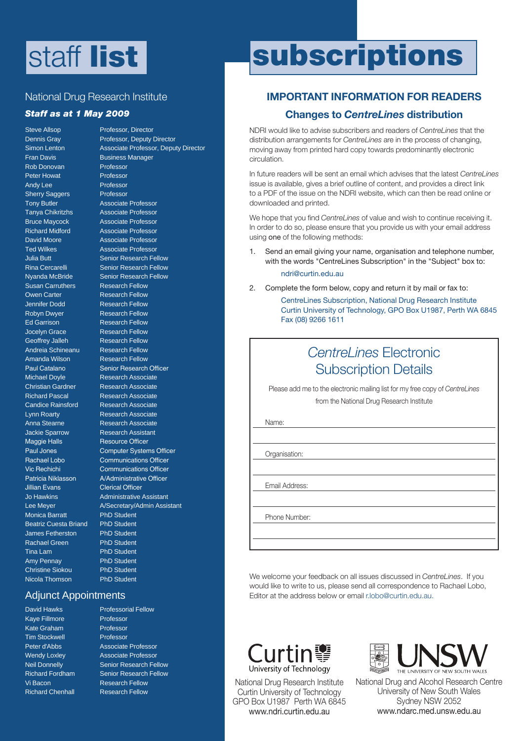# staff **list**

## National Drug Research Institute

### *Staff as at 1 May 2009*

| | |
|---|---|
| Steve Allsop | Professor, Director |
| Dennis Gray | Professor, Deputy Director |
| Simon Lenton | Associate Professor, Deputy Director |
| Fran Davis | Business Manager |
| Rob Donovan | Professor |
| Peter Howat | Professor |
| Andy Lee | Professor |
| Sherry Saggers | Professor |
| Tony Butler | Associate Professor |
| Tanya Chikritzhs | Associate Professor |
| Bruce Maycock | Associate Professor |
| Richard Midford | Associate Professor |
| David Moore | Associate Professor |
| Ted Wilkes | Associate Professor |
| Julia Butt | Senior Research Fellow |
| Rina Cercarelli | Senior Research Fellow |
| Nyanda McBride | Senior Research Fellow |
| Susan Carruthers | Research Fellow |
| Owen Carter | Research Fellow |
| Jennifer Dodd | Research Fellow |
| Robyn Dwyer | Research Fellow |
| Ed Garrison | Research Fellow |
| Jocelyn Grace | Research Fellow |
| Geoffrey Jalleh | Research Fellow |
| Andreia Schineanu | Research Fellow |
| Amanda Wilson | Research Fellow |
| Paul Catalano | Senior Research Officer |
| Michael Doyle | Research Associate |
| Christian Gardner | Research Associate |
| Richard Pascal | Research Associate |
| Candice Rainsford | Research Associate |
| Lynn Roarty | Research Associate |
| Anna Stearne | Research Associate |
| Jackie Sparrow | Research Assistant |
| Maggie Halls | Resource Officer |
| Paul Jones | Computer Systems Officer |
| Rachael Lobo | Communications Officer |
| Vic Rechichi | Communications Officer |
| Patricia Niklasson | A/Administrative Officer |
| Jillian Evans | Clerical Officer |
| Jo Hawkins | Administrative Assistant |
| Lee Meyer | A/Secretary/Admin Assistant |
| Monica Barratt | PhD Student |
| Beatriz Cuesta Briand | PhD Student |
| James Fetherston | PhD Student |
| Rachael Green | PhD Student |
| Tina Lam | PhD Student |
| Amy Pennay | PhD Student |
| Christine Siokou | PhD Student |
| Nicola Thomson | PhD Student |

## Adjunct Appointments

| | |
|---|---|
| David Hawks | Professorial Fellow |
| Kaye Fillmore | Professor |
| Kate Graham | Professor |
| Tim Stockwell | Professor |
| Peter d'Abbs | Associate Professor |
| Wendy Loxley | Associate Professor |
| Neil Donnelly | Senior Research Fellow |
| Richard Fordham | Senior Research Fellow |
| Vi Bacon | Research Fellow |
| Richard Chenhall | Research Fellow |

# subscriptions

## IMPORTANT INFORMATION FOR READERS

### Changes to *CentreLines* distribution

NDRI would like to advise subscribers and readers of *CentreLines* that the distribution arrangements for *CentreLines* are in the process of changing, moving away from printed hard copy towards predominantly electronic circulation.

In future readers will be sent an email which advises that the latest *CentreLines* issue is available, gives a brief outline of content, and provides a direct link to a PDF of the issue on the NDRI website, which can then be read online or downloaded and printed.

We hope that you find *CentreLines* of value and wish to continue receiving it. In order to do so, please ensure that you provide us with your email address using one of the following methods:

1. Send an email giving your name, organisation and telephone number, with the words "CentreLines Subscription" in the "Subject" box to:

   ndri@curtin.edu.au

2. Complete the form below, copy and return it by mail or fax to:

   CentreLines Subscription, National Drug Research Institute
   Curtin University of Technology, GPO Box U1987, Perth WA 6845
   Fax (08) 9266 1611

### *CentreLines* Electronic Subscription Details

Please add me to the electronic mailing list for my free copy of *CentreLines* from the National Drug Research Institute

Name:

Organisation:

Email Address:

Phone Number:

We welcome your feedback on all issues discussed in *CentreLines*. If you would like to write to us, please send all correspondence to Rachael Lobo, Editor at the address below or email r.lobo@curtin.edu.au.

Curtin University of Technology

National Drug Research Institute
Curtin University of Technology
GPO Box U1987 Perth WA 6845
www.ndri.curtin.edu.au

UNSW THE UNIVERSITY OF NEW SOUTH WALES

National Drug and Alcohol Research Centre
University of New South Wales
Sydney NSW 2052
www.ndarc.med.unsw.edu.au